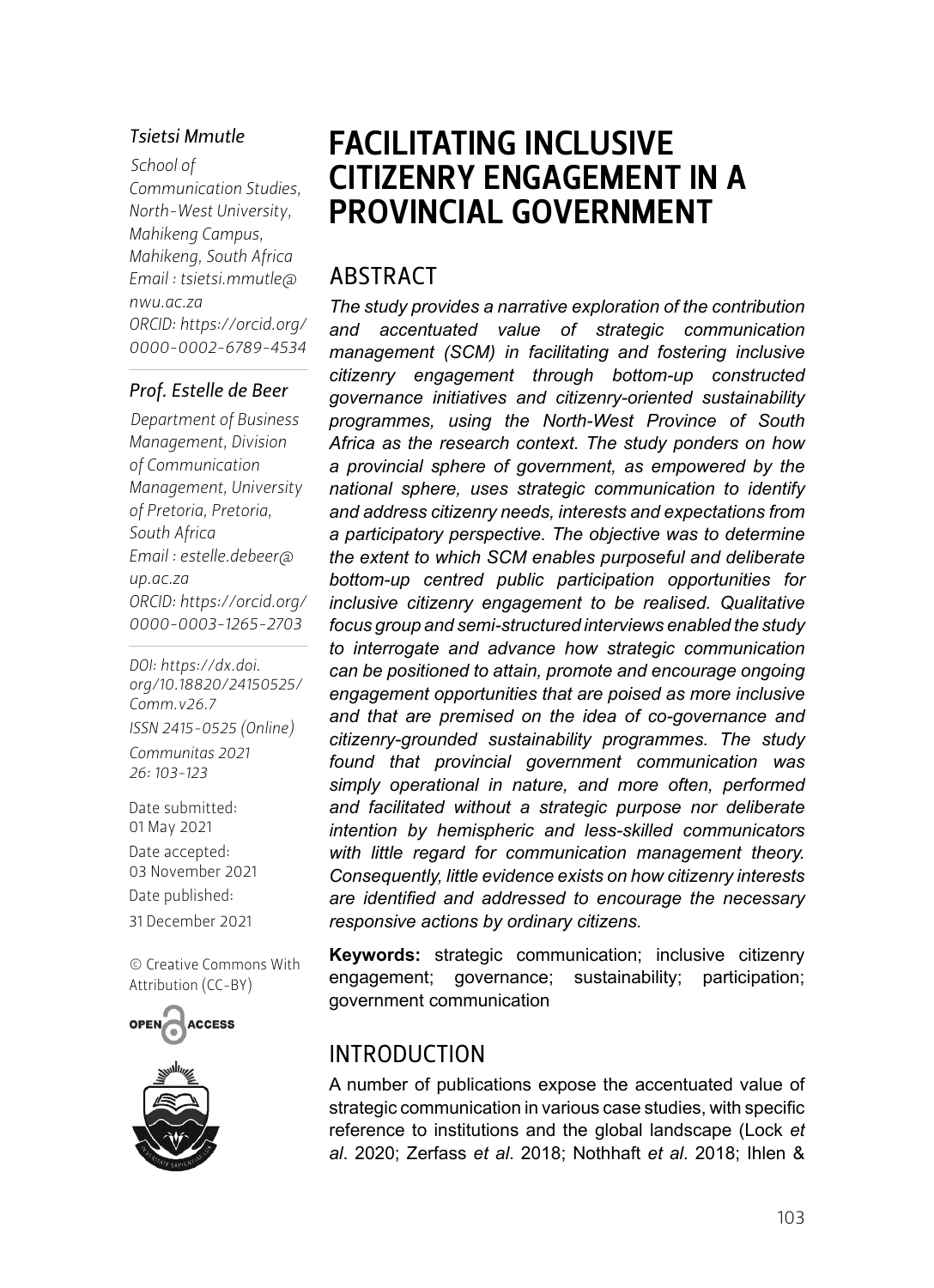*Tsietsi Mmutle*

School of Communication Studies, North-West University, Mahikeng Campus, Mahikeng, South Africa
Email : tsietsi.mmutle@nwu.ac.za
ORCID: https://orcid.org/0000-0002-6789-4534

*Prof. Estelle de Beer*

Department of Business Management, Division of Communication Management, University of Pretoria, Pretoria, South Africa
Email : estelle.debeer@up.ac.za
ORCID: https://orcid.org/0000-0003-1265-2703

DOI: https://dx.doi.org/10.18820/24150525/Comm.v26.7
ISSN 2415-0525 (Online)
Communitas 2021 26: 103-123

Date submitted: 01 May 2021
Date accepted: 03 November 2021
Date published: 31 December 2021

© Creative Commons With Attribution (CC-BY)

# FACILITATING INCLUSIVE CITIZENRY ENGAGEMENT IN A PROVINCIAL GOVERNMENT

## ABSTRACT

*The study provides a narrative exploration of the contribution and accentuated value of strategic communication management (SCM) in facilitating and fostering inclusive citizenry engagement through bottom-up constructed governance initiatives and citizenry-oriented sustainability programmes, using the North-West Province of South Africa as the research context. The study ponders on how a provincial sphere of government, as empowered by the national sphere, uses strategic communication to identify and address citizenry needs, interests and expectations from a participatory perspective. The objective was to determine the extent to which SCM enables purposeful and deliberate bottom-up centred public participation opportunities for inclusive citizenry engagement to be realised. Qualitative focus group and semi-structured interviews enabled the study to interrogate and advance how strategic communication can be positioned to attain, promote and encourage ongoing engagement opportunities that are poised as more inclusive and that are premised on the idea of co-governance and citizenry-grounded sustainability programmes. The study found that provincial government communication was simply operational in nature, and more often, performed and facilitated without a strategic purpose nor deliberate intention by hemispheric and less-skilled communicators with little regard for communication management theory. Consequently, little evidence exists on how citizenry interests are identified and addressed to encourage the necessary responsive actions by ordinary citizens.*

**Keywords:** strategic communication; inclusive citizenry engagement; governance; sustainability; participation; government communication

## INTRODUCTION

A number of publications expose the accentuated value of strategic communication in various case studies, with specific reference to institutions and the global landscape (Lock *et al*. 2020; Zerfass *et al*. 2018; Nothhaft *et al*. 2018; Ihlen &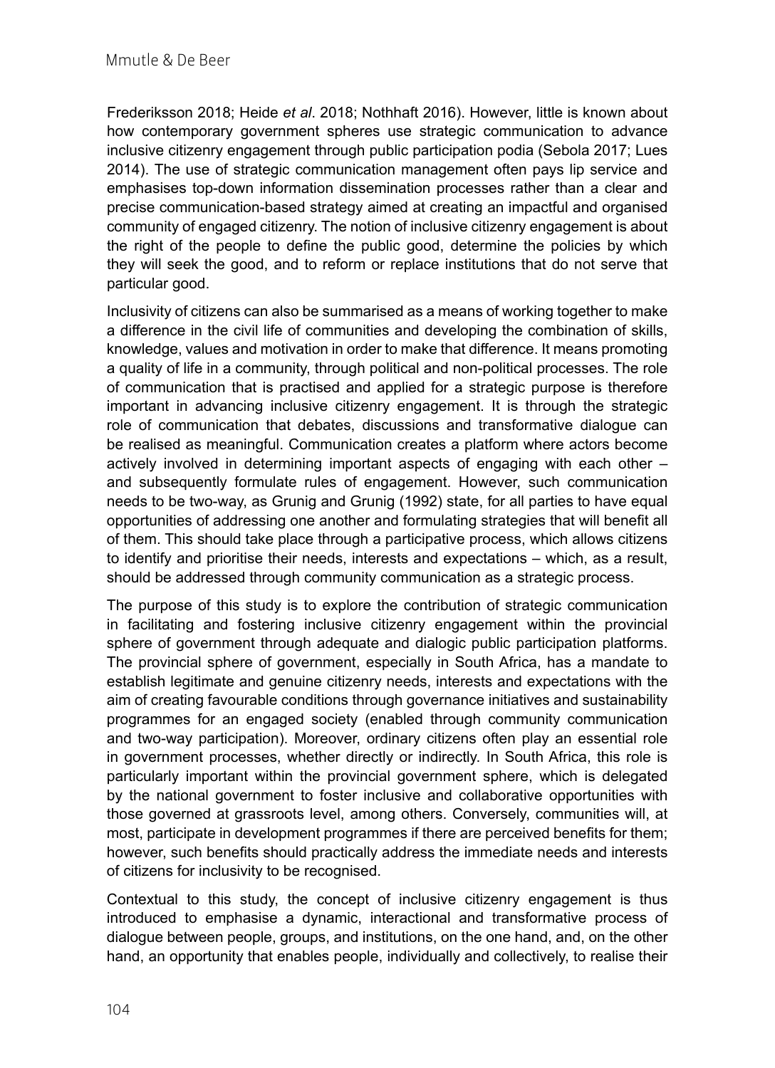Frederiksson 2018; Heide *et al*. 2018; Nothhaft 2016). However, little is known about how contemporary government spheres use strategic communication to advance inclusive citizenry engagement through public participation podia (Sebola 2017; Lues 2014). The use of strategic communication management often pays lip service and emphasises top-down information dissemination processes rather than a clear and precise communication-based strategy aimed at creating an impactful and organised community of engaged citizenry. The notion of inclusive citizenry engagement is about the right of the people to define the public good, determine the policies by which they will seek the good, and to reform or replace institutions that do not serve that particular good.

Inclusivity of citizens can also be summarised as a means of working together to make a difference in the civil life of communities and developing the combination of skills, knowledge, values and motivation in order to make that difference. It means promoting a quality of life in a community, through political and non-political processes. The role of communication that is practised and applied for a strategic purpose is therefore important in advancing inclusive citizenry engagement. It is through the strategic role of communication that debates, discussions and transformative dialogue can be realised as meaningful. Communication creates a platform where actors become actively involved in determining important aspects of engaging with each other – and subsequently formulate rules of engagement. However, such communication needs to be two-way, as Grunig and Grunig (1992) state, for all parties to have equal opportunities of addressing one another and formulating strategies that will benefit all of them. This should take place through a participative process, which allows citizens to identify and prioritise their needs, interests and expectations – which, as a result, should be addressed through community communication as a strategic process.

The purpose of this study is to explore the contribution of strategic communication in facilitating and fostering inclusive citizenry engagement within the provincial sphere of government through adequate and dialogic public participation platforms. The provincial sphere of government, especially in South Africa, has a mandate to establish legitimate and genuine citizenry needs, interests and expectations with the aim of creating favourable conditions through governance initiatives and sustainability programmes for an engaged society (enabled through community communication and two-way participation). Moreover, ordinary citizens often play an essential role in government processes, whether directly or indirectly. In South Africa, this role is particularly important within the provincial government sphere, which is delegated by the national government to foster inclusive and collaborative opportunities with those governed at grassroots level, among others. Conversely, communities will, at most, participate in development programmes if there are perceived benefits for them; however, such benefits should practically address the immediate needs and interests of citizens for inclusivity to be recognised.

Contextual to this study, the concept of inclusive citizenry engagement is thus introduced to emphasise a dynamic, interactional and transformative process of dialogue between people, groups, and institutions, on the one hand, and, on the other hand, an opportunity that enables people, individually and collectively, to realise their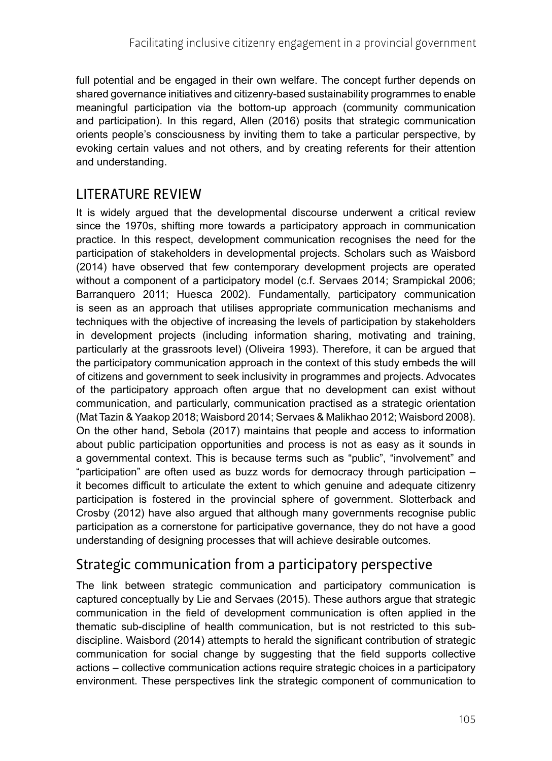full potential and be engaged in their own welfare. The concept further depends on shared governance initiatives and citizenry-based sustainability programmes to enable meaningful participation via the bottom-up approach (community communication and participation). In this regard, Allen (2016) posits that strategic communication orients people's consciousness by inviting them to take a particular perspective, by evoking certain values and not others, and by creating referents for their attention and understanding.

## LITERATURE REVIEW

It is widely argued that the developmental discourse underwent a critical review since the 1970s, shifting more towards a participatory approach in communication practice. In this respect, development communication recognises the need for the participation of stakeholders in developmental projects. Scholars such as Waisbord (2014) have observed that few contemporary development projects are operated without a component of a participatory model (c.f. Servaes 2014; Srampickal 2006; Barranquero 2011; Huesca 2002). Fundamentally, participatory communication is seen as an approach that utilises appropriate communication mechanisms and techniques with the objective of increasing the levels of participation by stakeholders in development projects (including information sharing, motivating and training, particularly at the grassroots level) (Oliveira 1993). Therefore, it can be argued that the participatory communication approach in the context of this study embeds the will of citizens and government to seek inclusivity in programmes and projects. Advocates of the participatory approach often argue that no development can exist without communication, and particularly, communication practised as a strategic orientation (Mat Tazin & Yaakop 2018; Waisbord 2014; Servaes & Malikhao 2012; Waisbord 2008). On the other hand, Sebola (2017) maintains that people and access to information about public participation opportunities and process is not as easy as it sounds in a governmental context. This is because terms such as "public", "involvement" and "participation" are often used as buzz words for democracy through participation – it becomes difficult to articulate the extent to which genuine and adequate citizenry participation is fostered in the provincial sphere of government. Slotterback and Crosby (2012) have also argued that although many governments recognise public participation as a cornerstone for participative governance, they do not have a good understanding of designing processes that will achieve desirable outcomes.

### Strategic communication from a participatory perspective

The link between strategic communication and participatory communication is captured conceptually by Lie and Servaes (2015). These authors argue that strategic communication in the field of development communication is often applied in the thematic sub-discipline of health communication, but is not restricted to this sub-discipline. Waisbord (2014) attempts to herald the significant contribution of strategic communication for social change by suggesting that the field supports collective actions – collective communication actions require strategic choices in a participatory environment. These perspectives link the strategic component of communication to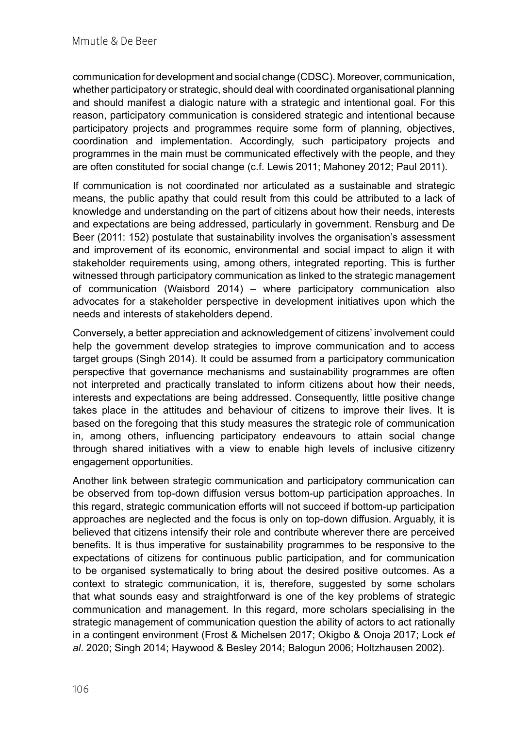communication for development and social change (CDSC). Moreover, communication, whether participatory or strategic, should deal with coordinated organisational planning and should manifest a dialogic nature with a strategic and intentional goal. For this reason, participatory communication is considered strategic and intentional because participatory projects and programmes require some form of planning, objectives, coordination and implementation. Accordingly, such participatory projects and programmes in the main must be communicated effectively with the people, and they are often constituted for social change (c.f. Lewis 2011; Mahoney 2012; Paul 2011).

If communication is not coordinated nor articulated as a sustainable and strategic means, the public apathy that could result from this could be attributed to a lack of knowledge and understanding on the part of citizens about how their needs, interests and expectations are being addressed, particularly in government. Rensburg and De Beer (2011: 152) postulate that sustainability involves the organisation's assessment and improvement of its economic, environmental and social impact to align it with stakeholder requirements using, among others, integrated reporting. This is further witnessed through participatory communication as linked to the strategic management of communication (Waisbord 2014) – where participatory communication also advocates for a stakeholder perspective in development initiatives upon which the needs and interests of stakeholders depend.

Conversely, a better appreciation and acknowledgement of citizens' involvement could help the government develop strategies to improve communication and to access target groups (Singh 2014). It could be assumed from a participatory communication perspective that governance mechanisms and sustainability programmes are often not interpreted and practically translated to inform citizens about how their needs, interests and expectations are being addressed. Consequently, little positive change takes place in the attitudes and behaviour of citizens to improve their lives. It is based on the foregoing that this study measures the strategic role of communication in, among others, influencing participatory endeavours to attain social change through shared initiatives with a view to enable high levels of inclusive citizenry engagement opportunities.

Another link between strategic communication and participatory communication can be observed from top-down diffusion versus bottom-up participation approaches. In this regard, strategic communication efforts will not succeed if bottom-up participation approaches are neglected and the focus is only on top-down diffusion. Arguably, it is believed that citizens intensify their role and contribute wherever there are perceived benefits. It is thus imperative for sustainability programmes to be responsive to the expectations of citizens for continuous public participation, and for communication to be organised systematically to bring about the desired positive outcomes. As a context to strategic communication, it is, therefore, suggested by some scholars that what sounds easy and straightforward is one of the key problems of strategic communication and management. In this regard, more scholars specialising in the strategic management of communication question the ability of actors to act rationally in a contingent environment (Frost & Michelsen 2017; Okigbo & Onoja 2017; Lock *et al*. 2020; Singh 2014; Haywood & Besley 2014; Balogun 2006; Holtzhausen 2002).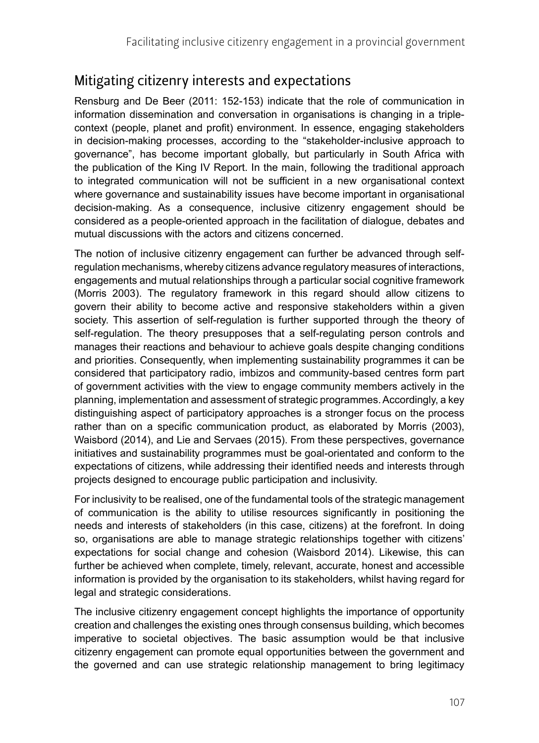## Mitigating citizenry interests and expectations

Rensburg and De Beer (2011: 152-153) indicate that the role of communication in information dissemination and conversation in organisations is changing in a triple-context (people, planet and profit) environment. In essence, engaging stakeholders in decision-making processes, according to the "stakeholder-inclusive approach to governance", has become important globally, but particularly in South Africa with the publication of the King IV Report. In the main, following the traditional approach to integrated communication will not be sufficient in a new organisational context where governance and sustainability issues have become important in organisational decision-making. As a consequence, inclusive citizenry engagement should be considered as a people-oriented approach in the facilitation of dialogue, debates and mutual discussions with the actors and citizens concerned.

The notion of inclusive citizenry engagement can further be advanced through self-regulation mechanisms, whereby citizens advance regulatory measures of interactions, engagements and mutual relationships through a particular social cognitive framework (Morris 2003). The regulatory framework in this regard should allow citizens to govern their ability to become active and responsive stakeholders within a given society. This assertion of self-regulation is further supported through the theory of self-regulation. The theory presupposes that a self-regulating person controls and manages their reactions and behaviour to achieve goals despite changing conditions and priorities. Consequently, when implementing sustainability programmes it can be considered that participatory radio, imbizos and community-based centres form part of government activities with the view to engage community members actively in the planning, implementation and assessment of strategic programmes. Accordingly, a key distinguishing aspect of participatory approaches is a stronger focus on the process rather than on a specific communication product, as elaborated by Morris (2003), Waisbord (2014), and Lie and Servaes (2015). From these perspectives, governance initiatives and sustainability programmes must be goal-orientated and conform to the expectations of citizens, while addressing their identified needs and interests through projects designed to encourage public participation and inclusivity.

For inclusivity to be realised, one of the fundamental tools of the strategic management of communication is the ability to utilise resources significantly in positioning the needs and interests of stakeholders (in this case, citizens) at the forefront. In doing so, organisations are able to manage strategic relationships together with citizens' expectations for social change and cohesion (Waisbord 2014). Likewise, this can further be achieved when complete, timely, relevant, accurate, honest and accessible information is provided by the organisation to its stakeholders, whilst having regard for legal and strategic considerations.

The inclusive citizenry engagement concept highlights the importance of opportunity creation and challenges the existing ones through consensus building, which becomes imperative to societal objectives. The basic assumption would be that inclusive citizenry engagement can promote equal opportunities between the government and the governed and can use strategic relationship management to bring legitimacy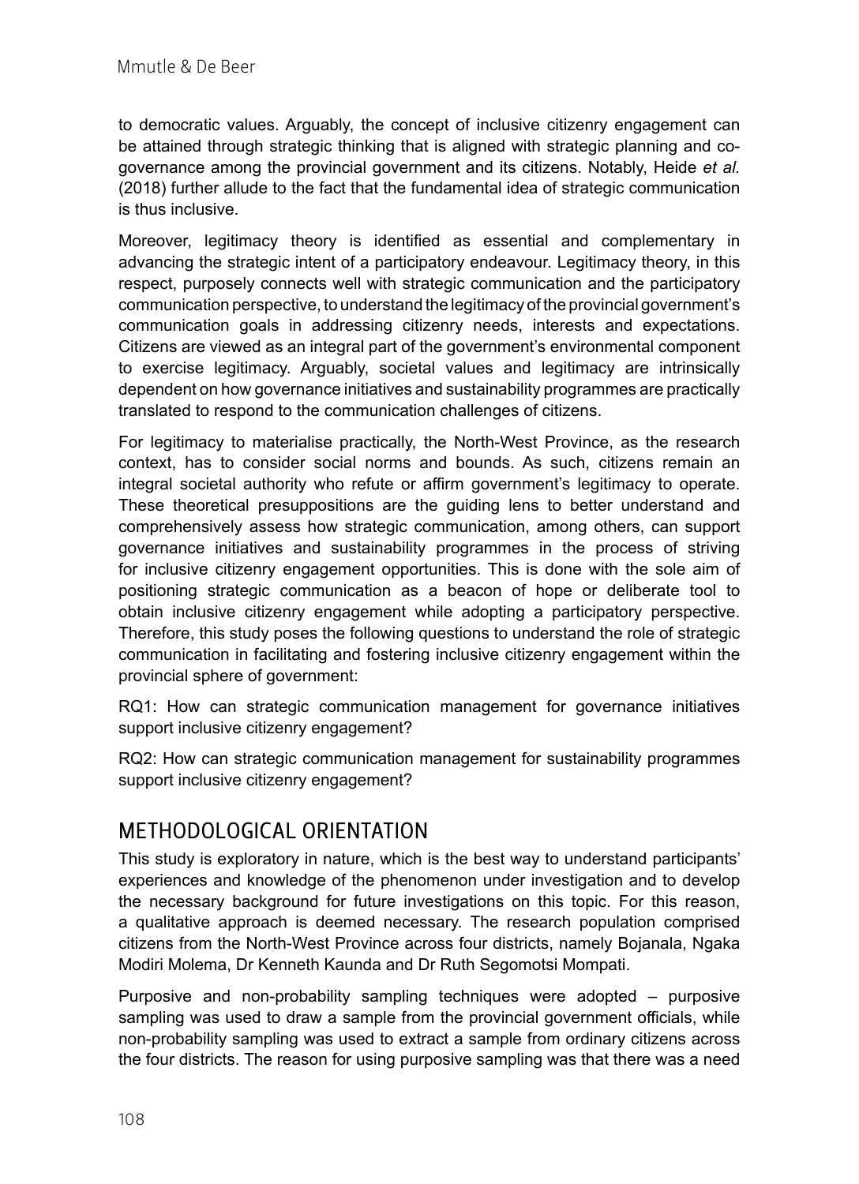to democratic values. Arguably, the concept of inclusive citizenry engagement can be attained through strategic thinking that is aligned with strategic planning and co-governance among the provincial government and its citizens. Notably, Heide *et al.* (2018) further allude to the fact that the fundamental idea of strategic communication is thus inclusive.

Moreover, legitimacy theory is identified as essential and complementary in advancing the strategic intent of a participatory endeavour. Legitimacy theory, in this respect, purposely connects well with strategic communication and the participatory communication perspective, to understand the legitimacy of the provincial government's communication goals in addressing citizenry needs, interests and expectations. Citizens are viewed as an integral part of the government's environmental component to exercise legitimacy. Arguably, societal values and legitimacy are intrinsically dependent on how governance initiatives and sustainability programmes are practically translated to respond to the communication challenges of citizens.

For legitimacy to materialise practically, the North-West Province, as the research context, has to consider social norms and bounds. As such, citizens remain an integral societal authority who refute or affirm government's legitimacy to operate. These theoretical presuppositions are the guiding lens to better understand and comprehensively assess how strategic communication, among others, can support governance initiatives and sustainability programmes in the process of striving for inclusive citizenry engagement opportunities. This is done with the sole aim of positioning strategic communication as a beacon of hope or deliberate tool to obtain inclusive citizenry engagement while adopting a participatory perspective. Therefore, this study poses the following questions to understand the role of strategic communication in facilitating and fostering inclusive citizenry engagement within the provincial sphere of government:

RQ1: How can strategic communication management for governance initiatives support inclusive citizenry engagement?

RQ2: How can strategic communication management for sustainability programmes support inclusive citizenry engagement?

## METHODOLOGICAL ORIENTATION

This study is exploratory in nature, which is the best way to understand participants' experiences and knowledge of the phenomenon under investigation and to develop the necessary background for future investigations on this topic. For this reason, a qualitative approach is deemed necessary. The research population comprised citizens from the North-West Province across four districts, namely Bojanala, Ngaka Modiri Molema, Dr Kenneth Kaunda and Dr Ruth Segomotsi Mompati.

Purposive and non-probability sampling techniques were adopted – purposive sampling was used to draw a sample from the provincial government officials, while non-probability sampling was used to extract a sample from ordinary citizens across the four districts. The reason for using purposive sampling was that there was a need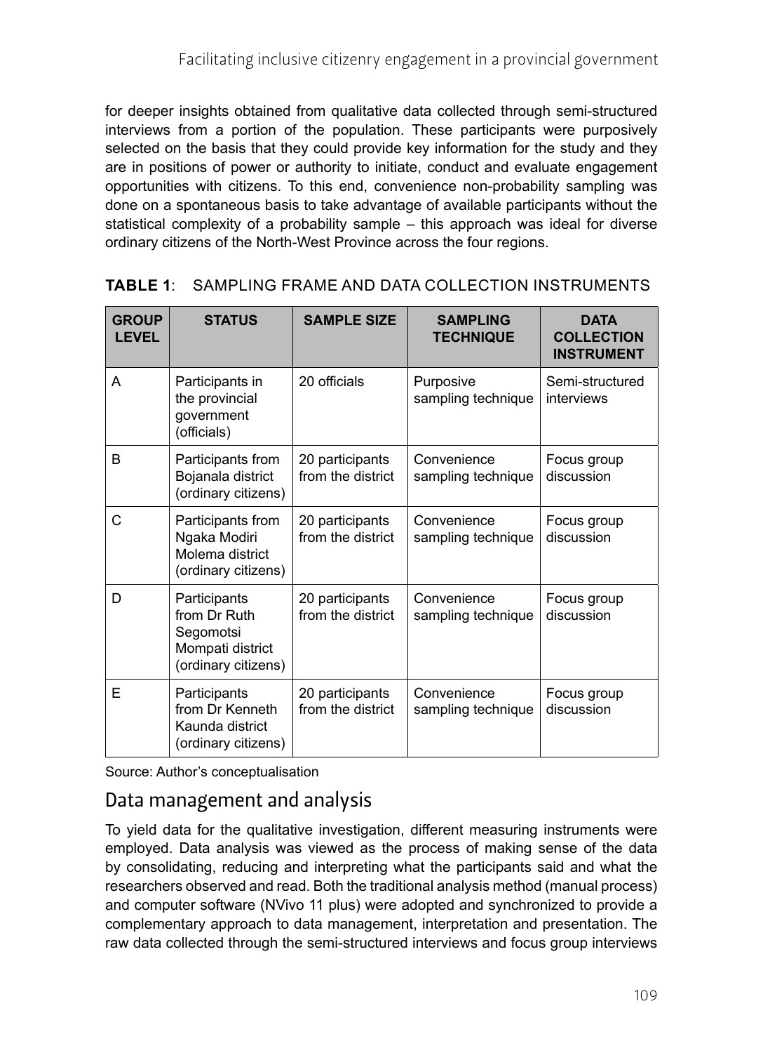for deeper insights obtained from qualitative data collected through semi-structured interviews from a portion of the population. These participants were purposively selected on the basis that they could provide key information for the study and they are in positions of power or authority to initiate, conduct and evaluate engagement opportunities with citizens. To this end, convenience non-probability sampling was done on a spontaneous basis to take advantage of available participants without the statistical complexity of a probability sample – this approach was ideal for diverse ordinary citizens of the North-West Province across the four regions.

**TABLE 1**: SAMPLING FRAME AND DATA COLLECTION INSTRUMENTS

| GROUP LEVEL | STATUS | SAMPLE SIZE | SAMPLING TECHNIQUE | DATA COLLECTION INSTRUMENT |
|---|---|---|---|---|
| A | Participants in the provincial government (officials) | 20 officials | Purposive sampling technique | Semi-structured interviews |
| B | Participants from Bojanala district (ordinary citizens) | 20 participants from the district | Convenience sampling technique | Focus group discussion |
| C | Participants from Ngaka Modiri Molema district (ordinary citizens) | 20 participants from the district | Convenience sampling technique | Focus group discussion |
| D | Participants from Dr Ruth Segomotsi Mompati district (ordinary citizens) | 20 participants from the district | Convenience sampling technique | Focus group discussion |
| E | Participants from Dr Kenneth Kaunda district (ordinary citizens) | 20 participants from the district | Convenience sampling technique | Focus group discussion |

Source: Author's conceptualisation

## Data management and analysis

To yield data for the qualitative investigation, different measuring instruments were employed. Data analysis was viewed as the process of making sense of the data by consolidating, reducing and interpreting what the participants said and what the researchers observed and read. Both the traditional analysis method (manual process) and computer software (NVivo 11 plus) were adopted and synchronized to provide a complementary approach to data management, interpretation and presentation. The raw data collected through the semi-structured interviews and focus group interviews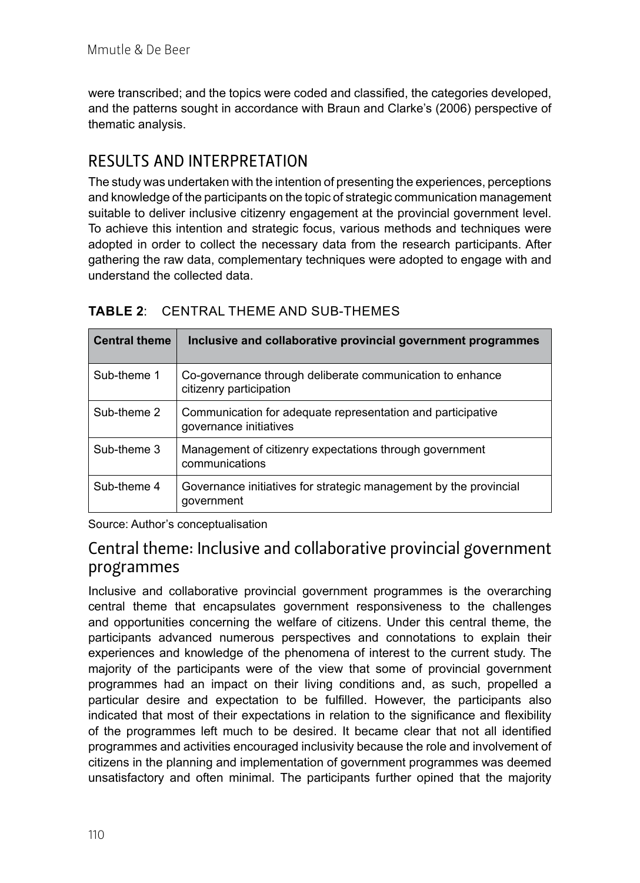were transcribed; and the topics were coded and classified, the categories developed, and the patterns sought in accordance with Braun and Clarke's (2006) perspective of thematic analysis.

## RESULTS AND INTERPRETATION

The study was undertaken with the intention of presenting the experiences, perceptions and knowledge of the participants on the topic of strategic communication management suitable to deliver inclusive citizenry engagement at the provincial government level. To achieve this intention and strategic focus, various methods and techniques were adopted in order to collect the necessary data from the research participants. After gathering the raw data, complementary techniques were adopted to engage with and understand the collected data.

**TABLE 2**: CENTRAL THEME AND SUB-THEMES

| Central theme | Inclusive and collaborative provincial government programmes |
|---|---|
| Sub-theme 1 | Co-governance through deliberate communication to enhance citizenry participation |
| Sub-theme 2 | Communication for adequate representation and participative governance initiatives |
| Sub-theme 3 | Management of citizenry expectations through government communications |
| Sub-theme 4 | Governance initiatives for strategic management by the provincial government |

Source: Author's conceptualisation

### Central theme: Inclusive and collaborative provincial government programmes

Inclusive and collaborative provincial government programmes is the overarching central theme that encapsulates government responsiveness to the challenges and opportunities concerning the welfare of citizens. Under this central theme, the participants advanced numerous perspectives and connotations to explain their experiences and knowledge of the phenomena of interest to the current study. The majority of the participants were of the view that some of provincial government programmes had an impact on their living conditions and, as such, propelled a particular desire and expectation to be fulfilled. However, the participants also indicated that most of their expectations in relation to the significance and flexibility of the programmes left much to be desired. It became clear that not all identified programmes and activities encouraged inclusivity because the role and involvement of citizens in the planning and implementation of government programmes was deemed unsatisfactory and often minimal. The participants further opined that the majority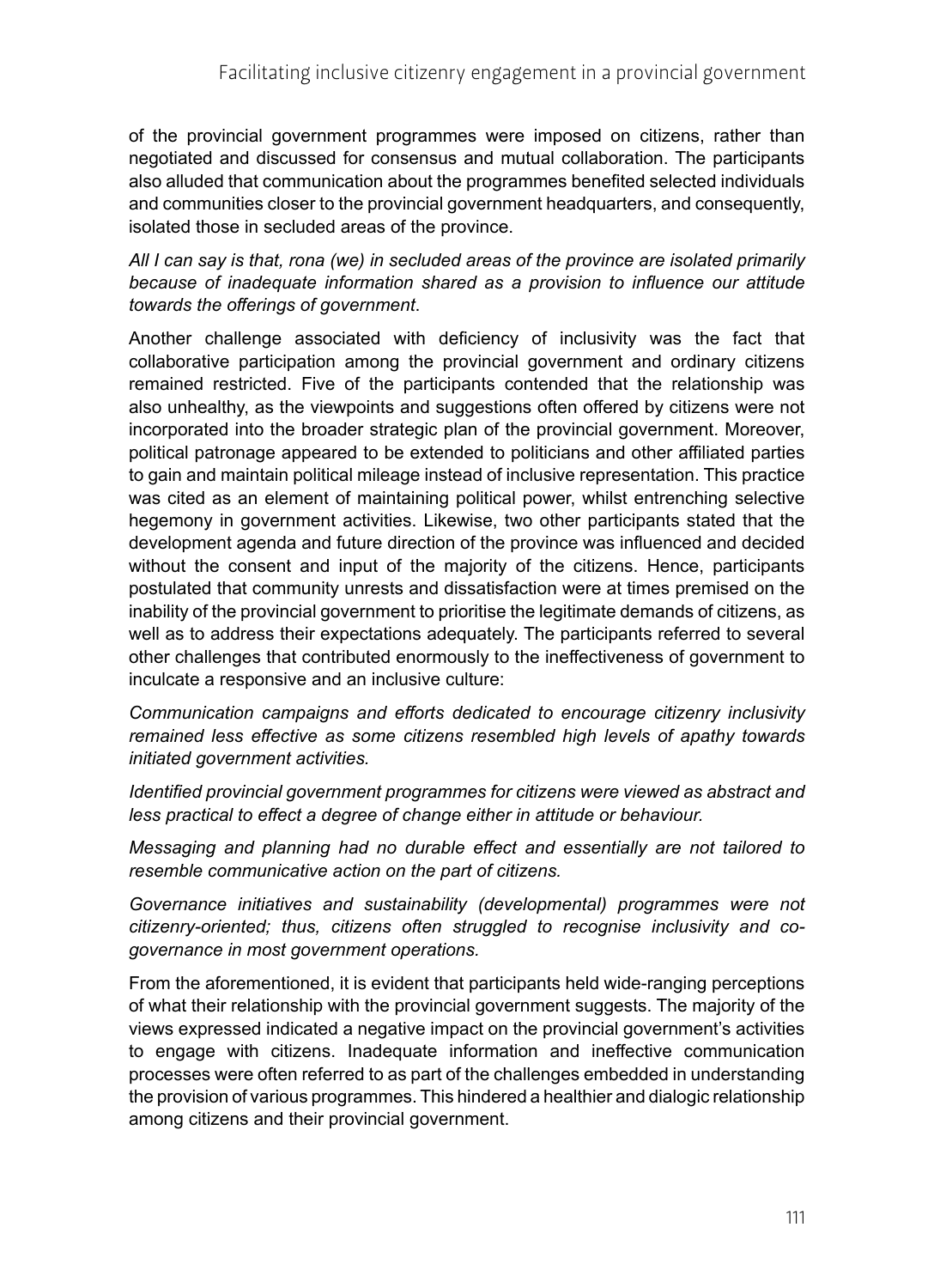of the provincial government programmes were imposed on citizens, rather than negotiated and discussed for consensus and mutual collaboration. The participants also alluded that communication about the programmes benefited selected individuals and communities closer to the provincial government headquarters, and consequently, isolated those in secluded areas of the province.

*All I can say is that, rona (we) in secluded areas of the province are isolated primarily because of inadequate information shared as a provision to influence our attitude towards the offerings of government*.

Another challenge associated with deficiency of inclusivity was the fact that collaborative participation among the provincial government and ordinary citizens remained restricted. Five of the participants contended that the relationship was also unhealthy, as the viewpoints and suggestions often offered by citizens were not incorporated into the broader strategic plan of the provincial government. Moreover, political patronage appeared to be extended to politicians and other affiliated parties to gain and maintain political mileage instead of inclusive representation. This practice was cited as an element of maintaining political power, whilst entrenching selective hegemony in government activities. Likewise, two other participants stated that the development agenda and future direction of the province was influenced and decided without the consent and input of the majority of the citizens. Hence, participants postulated that community unrests and dissatisfaction were at times premised on the inability of the provincial government to prioritise the legitimate demands of citizens, as well as to address their expectations adequately. The participants referred to several other challenges that contributed enormously to the ineffectiveness of government to inculcate a responsive and an inclusive culture:

*Communication campaigns and efforts dedicated to encourage citizenry inclusivity remained less effective as some citizens resembled high levels of apathy towards initiated government activities.*

*Identified provincial government programmes for citizens were viewed as abstract and less practical to effect a degree of change either in attitude or behaviour.*

*Messaging and planning had no durable effect and essentially are not tailored to resemble communicative action on the part of citizens.*

*Governance initiatives and sustainability (developmental) programmes were not citizenry-oriented; thus, citizens often struggled to recognise inclusivity and co-governance in most government operations.*

From the aforementioned, it is evident that participants held wide-ranging perceptions of what their relationship with the provincial government suggests. The majority of the views expressed indicated a negative impact on the provincial government's activities to engage with citizens. Inadequate information and ineffective communication processes were often referred to as part of the challenges embedded in understanding the provision of various programmes. This hindered a healthier and dialogic relationship among citizens and their provincial government.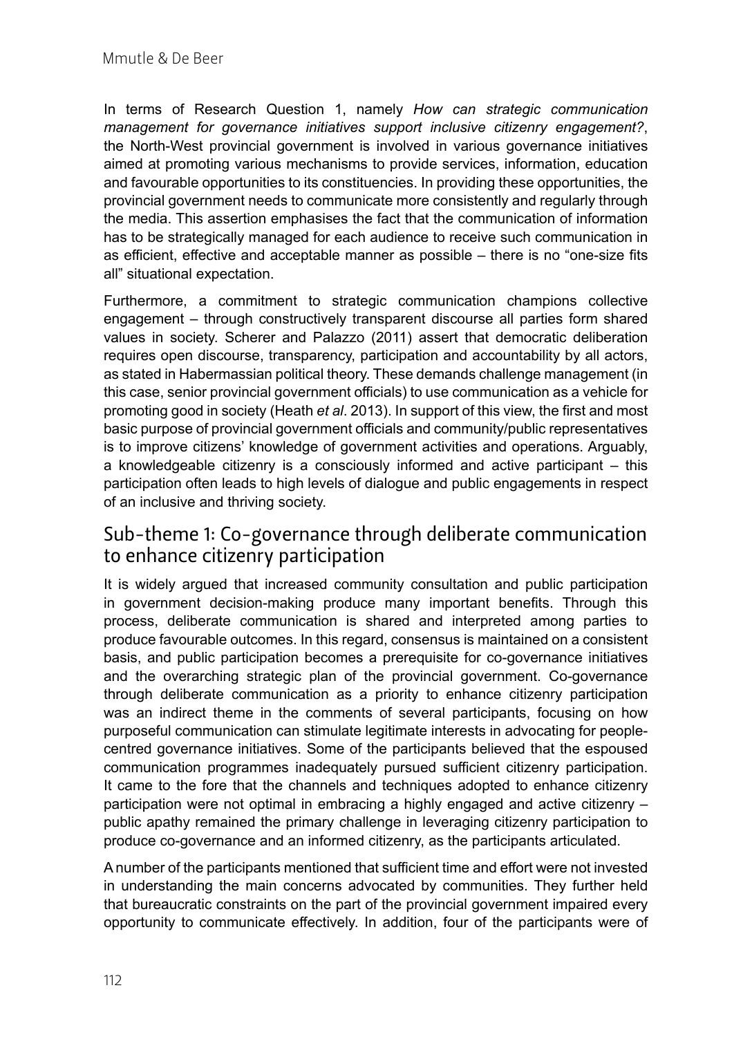In terms of Research Question 1, namely *How can strategic communication management for governance initiatives support inclusive citizenry engagement?*, the North-West provincial government is involved in various governance initiatives aimed at promoting various mechanisms to provide services, information, education and favourable opportunities to its constituencies. In providing these opportunities, the provincial government needs to communicate more consistently and regularly through the media. This assertion emphasises the fact that the communication of information has to be strategically managed for each audience to receive such communication in as efficient, effective and acceptable manner as possible – there is no "one-size fits all" situational expectation.

Furthermore, a commitment to strategic communication champions collective engagement – through constructively transparent discourse all parties form shared values in society. Scherer and Palazzo (2011) assert that democratic deliberation requires open discourse, transparency, participation and accountability by all actors, as stated in Habermassian political theory. These demands challenge management (in this case, senior provincial government officials) to use communication as a vehicle for promoting good in society (Heath *et al*. 2013). In support of this view, the first and most basic purpose of provincial government officials and community/public representatives is to improve citizens' knowledge of government activities and operations. Arguably, a knowledgeable citizenry is a consciously informed and active participant – this participation often leads to high levels of dialogue and public engagements in respect of an inclusive and thriving society.

## Sub-theme 1: Co-governance through deliberate communication to enhance citizenry participation

It is widely argued that increased community consultation and public participation in government decision-making produce many important benefits. Through this process, deliberate communication is shared and interpreted among parties to produce favourable outcomes. In this regard, consensus is maintained on a consistent basis, and public participation becomes a prerequisite for co-governance initiatives and the overarching strategic plan of the provincial government. Co-governance through deliberate communication as a priority to enhance citizenry participation was an indirect theme in the comments of several participants, focusing on how purposeful communication can stimulate legitimate interests in advocating for people-centred governance initiatives. Some of the participants believed that the espoused communication programmes inadequately pursued sufficient citizenry participation. It came to the fore that the channels and techniques adopted to enhance citizenry participation were not optimal in embracing a highly engaged and active citizenry – public apathy remained the primary challenge in leveraging citizenry participation to produce co-governance and an informed citizenry, as the participants articulated.

A number of the participants mentioned that sufficient time and effort were not invested in understanding the main concerns advocated by communities. They further held that bureaucratic constraints on the part of the provincial government impaired every opportunity to communicate effectively. In addition, four of the participants were of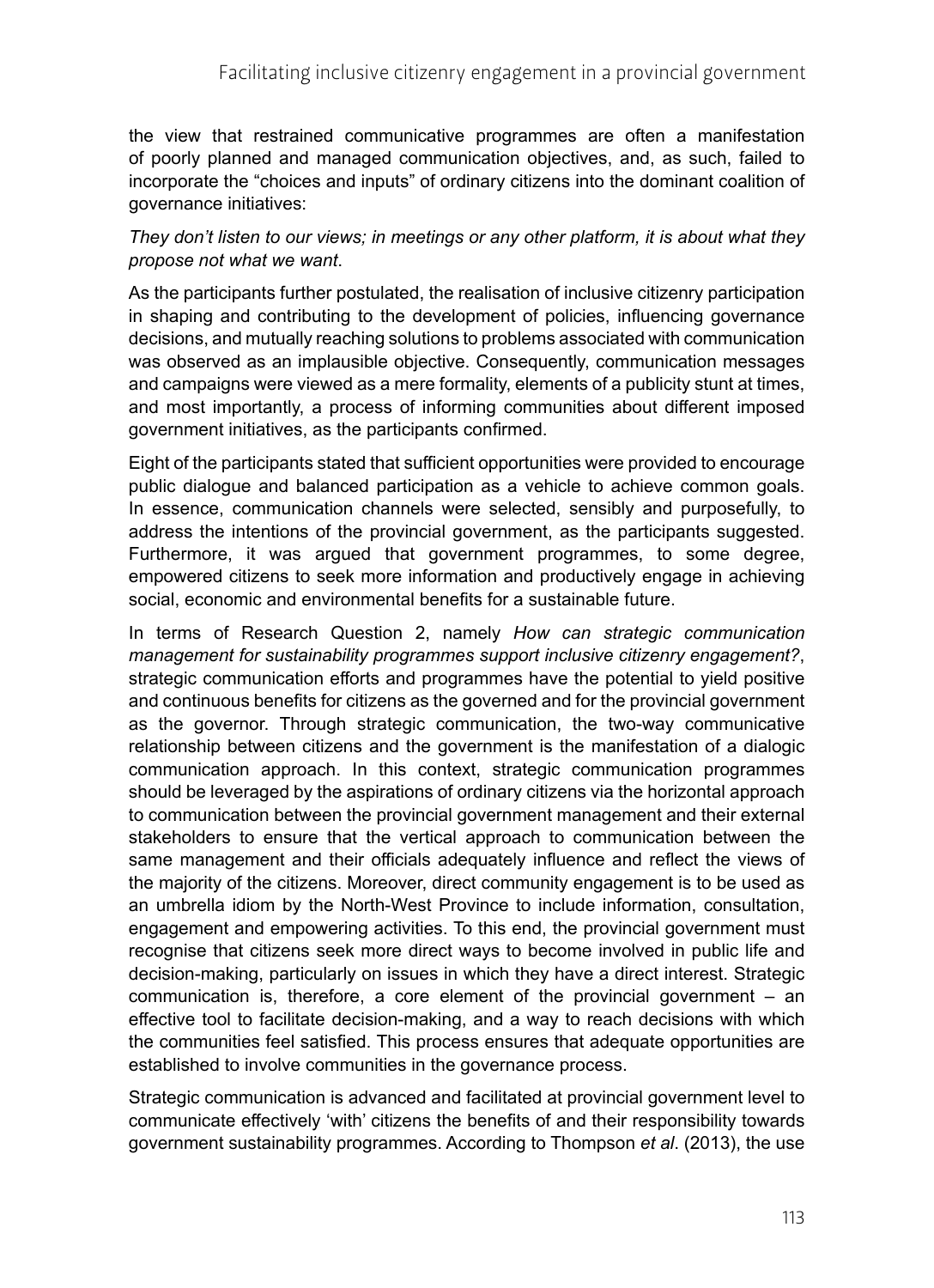the view that restrained communicative programmes are often a manifestation of poorly planned and managed communication objectives, and, as such, failed to incorporate the "choices and inputs" of ordinary citizens into the dominant coalition of governance initiatives:

*They don't listen to our views; in meetings or any other platform, it is about what they propose not what we want*.

As the participants further postulated, the realisation of inclusive citizenry participation in shaping and contributing to the development of policies, influencing governance decisions, and mutually reaching solutions to problems associated with communication was observed as an implausible objective. Consequently, communication messages and campaigns were viewed as a mere formality, elements of a publicity stunt at times, and most importantly, a process of informing communities about different imposed government initiatives, as the participants confirmed.

Eight of the participants stated that sufficient opportunities were provided to encourage public dialogue and balanced participation as a vehicle to achieve common goals. In essence, communication channels were selected, sensibly and purposefully, to address the intentions of the provincial government, as the participants suggested. Furthermore, it was argued that government programmes, to some degree, empowered citizens to seek more information and productively engage in achieving social, economic and environmental benefits for a sustainable future.

In terms of Research Question 2, namely *How can strategic communication management for sustainability programmes support inclusive citizenry engagement?*, strategic communication efforts and programmes have the potential to yield positive and continuous benefits for citizens as the governed and for the provincial government as the governor. Through strategic communication, the two-way communicative relationship between citizens and the government is the manifestation of a dialogic communication approach. In this context, strategic communication programmes should be leveraged by the aspirations of ordinary citizens via the horizontal approach to communication between the provincial government management and their external stakeholders to ensure that the vertical approach to communication between the same management and their officials adequately influence and reflect the views of the majority of the citizens. Moreover, direct community engagement is to be used as an umbrella idiom by the North-West Province to include information, consultation, engagement and empowering activities. To this end, the provincial government must recognise that citizens seek more direct ways to become involved in public life and decision-making, particularly on issues in which they have a direct interest. Strategic communication is, therefore, a core element of the provincial government – an effective tool to facilitate decision-making, and a way to reach decisions with which the communities feel satisfied. This process ensures that adequate opportunities are established to involve communities in the governance process.

Strategic communication is advanced and facilitated at provincial government level to communicate effectively 'with' citizens the benefits of and their responsibility towards government sustainability programmes. According to Thompson *et al*. (2013), the use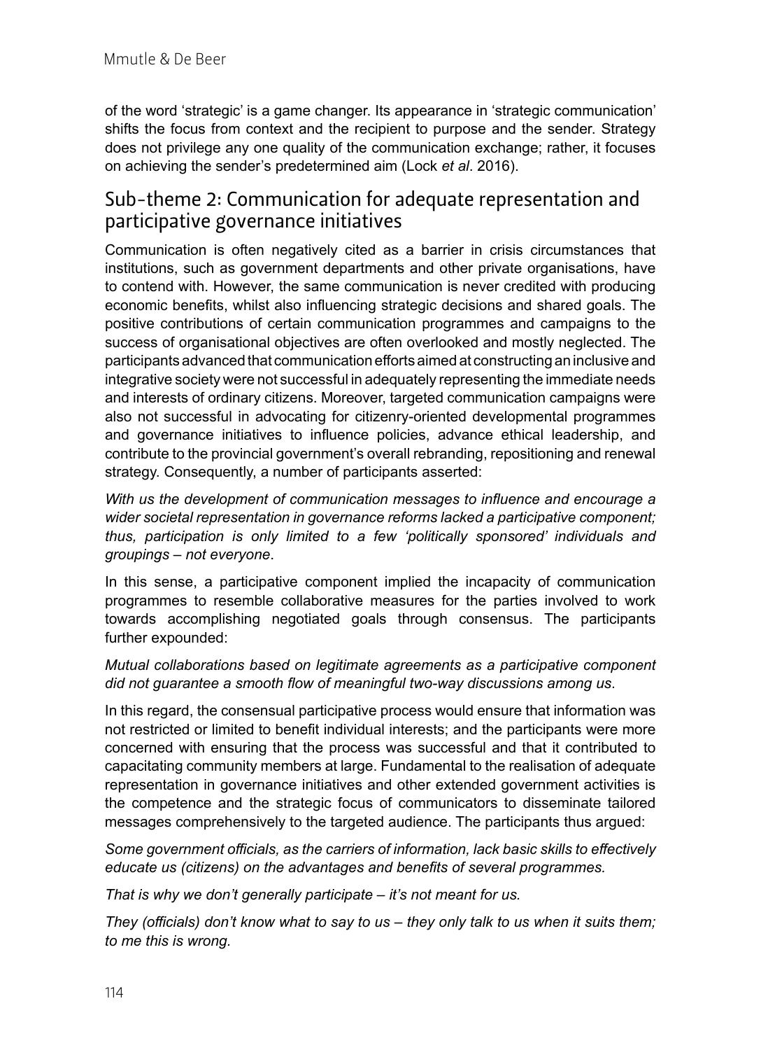of the word 'strategic' is a game changer. Its appearance in 'strategic communication' shifts the focus from context and the recipient to purpose and the sender. Strategy does not privilege any one quality of the communication exchange; rather, it focuses on achieving the sender's predetermined aim (Lock *et al*. 2016).

## Sub-theme 2: Communication for adequate representation and participative governance initiatives

Communication is often negatively cited as a barrier in crisis circumstances that institutions, such as government departments and other private organisations, have to contend with. However, the same communication is never credited with producing economic benefits, whilst also influencing strategic decisions and shared goals. The positive contributions of certain communication programmes and campaigns to the success of organisational objectives are often overlooked and mostly neglected. The participants advanced that communication efforts aimed at constructing an inclusive and integrative society were not successful in adequately representing the immediate needs and interests of ordinary citizens. Moreover, targeted communication campaigns were also not successful in advocating for citizenry-oriented developmental programmes and governance initiatives to influence policies, advance ethical leadership, and contribute to the provincial government's overall rebranding, repositioning and renewal strategy. Consequently, a number of participants asserted:

*With us the development of communication messages to influence and encourage a wider societal representation in governance reforms lacked a participative component; thus, participation is only limited to a few 'politically sponsored' individuals and groupings – not everyone*.

In this sense, a participative component implied the incapacity of communication programmes to resemble collaborative measures for the parties involved to work towards accomplishing negotiated goals through consensus. The participants further expounded:

*Mutual collaborations based on legitimate agreements as a participative component did not guarantee a smooth flow of meaningful two-way discussions among us*.

In this regard, the consensual participative process would ensure that information was not restricted or limited to benefit individual interests; and the participants were more concerned with ensuring that the process was successful and that it contributed to capacitating community members at large. Fundamental to the realisation of adequate representation in governance initiatives and other extended government activities is the competence and the strategic focus of communicators to disseminate tailored messages comprehensively to the targeted audience. The participants thus argued:

*Some government officials, as the carriers of information, lack basic skills to effectively educate us (citizens) on the advantages and benefits of several programmes.*

*That is why we don't generally participate – it's not meant for us.*

*They (officials) don't know what to say to us – they only talk to us when it suits them; to me this is wrong.*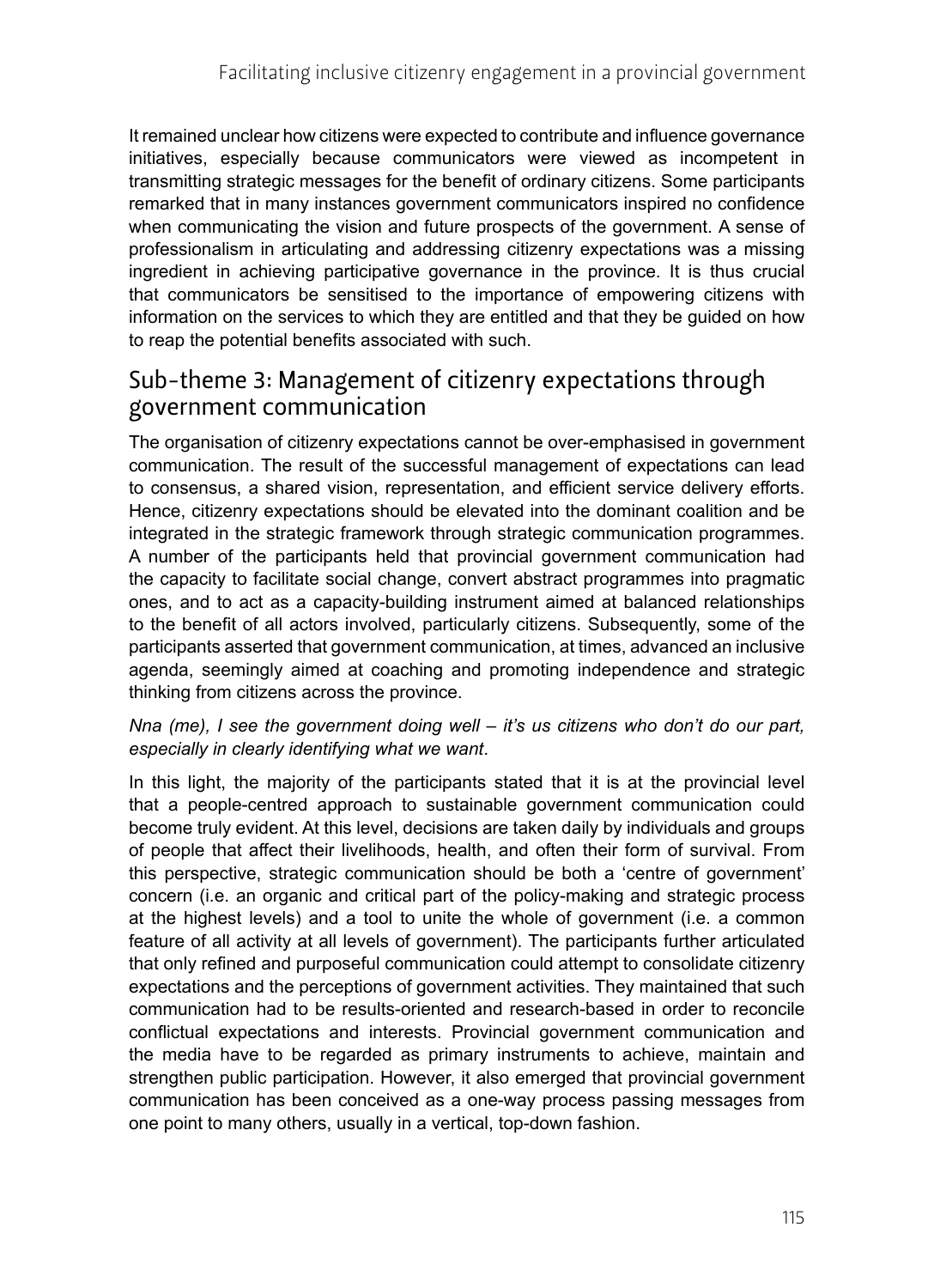It remained unclear how citizens were expected to contribute and influence governance initiatives, especially because communicators were viewed as incompetent in transmitting strategic messages for the benefit of ordinary citizens. Some participants remarked that in many instances government communicators inspired no confidence when communicating the vision and future prospects of the government. A sense of professionalism in articulating and addressing citizenry expectations was a missing ingredient in achieving participative governance in the province. It is thus crucial that communicators be sensitised to the importance of empowering citizens with information on the services to which they are entitled and that they be guided on how to reap the potential benefits associated with such.

## Sub-theme 3: Management of citizenry expectations through government communication

The organisation of citizenry expectations cannot be over-emphasised in government communication. The result of the successful management of expectations can lead to consensus, a shared vision, representation, and efficient service delivery efforts. Hence, citizenry expectations should be elevated into the dominant coalition and be integrated in the strategic framework through strategic communication programmes. A number of the participants held that provincial government communication had the capacity to facilitate social change, convert abstract programmes into pragmatic ones, and to act as a capacity-building instrument aimed at balanced relationships to the benefit of all actors involved, particularly citizens. Subsequently, some of the participants asserted that government communication, at times, advanced an inclusive agenda, seemingly aimed at coaching and promoting independence and strategic thinking from citizens across the province.

*Nna (me), I see the government doing well – it's us citizens who don't do our part, especially in clearly identifying what we want*.

In this light, the majority of the participants stated that it is at the provincial level that a people-centred approach to sustainable government communication could become truly evident. At this level, decisions are taken daily by individuals and groups of people that affect their livelihoods, health, and often their form of survival. From this perspective, strategic communication should be both a 'centre of government' concern (i.e. an organic and critical part of the policy-making and strategic process at the highest levels) and a tool to unite the whole of government (i.e. a common feature of all activity at all levels of government). The participants further articulated that only refined and purposeful communication could attempt to consolidate citizenry expectations and the perceptions of government activities. They maintained that such communication had to be results-oriented and research-based in order to reconcile conflictual expectations and interests. Provincial government communication and the media have to be regarded as primary instruments to achieve, maintain and strengthen public participation. However, it also emerged that provincial government communication has been conceived as a one-way process passing messages from one point to many others, usually in a vertical, top-down fashion.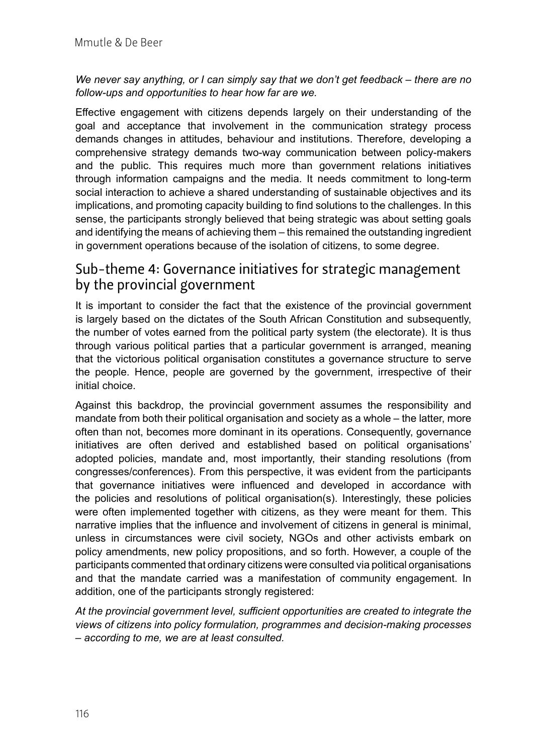*We never say anything, or I can simply say that we don't get feedback – there are no follow-ups and opportunities to hear how far are we.*

Effective engagement with citizens depends largely on their understanding of the goal and acceptance that involvement in the communication strategy process demands changes in attitudes, behaviour and institutions. Therefore, developing a comprehensive strategy demands two-way communication between policy-makers and the public. This requires much more than government relations initiatives through information campaigns and the media. It needs commitment to long-term social interaction to achieve a shared understanding of sustainable objectives and its implications, and promoting capacity building to find solutions to the challenges. In this sense, the participants strongly believed that being strategic was about setting goals and identifying the means of achieving them – this remained the outstanding ingredient in government operations because of the isolation of citizens, to some degree.

## Sub-theme 4: Governance initiatives for strategic management by the provincial government

It is important to consider the fact that the existence of the provincial government is largely based on the dictates of the South African Constitution and subsequently, the number of votes earned from the political party system (the electorate). It is thus through various political parties that a particular government is arranged, meaning that the victorious political organisation constitutes a governance structure to serve the people. Hence, people are governed by the government, irrespective of their initial choice.

Against this backdrop, the provincial government assumes the responsibility and mandate from both their political organisation and society as a whole – the latter, more often than not, becomes more dominant in its operations. Consequently, governance initiatives are often derived and established based on political organisations' adopted policies, mandate and, most importantly, their standing resolutions (from congresses/conferences). From this perspective, it was evident from the participants that governance initiatives were influenced and developed in accordance with the policies and resolutions of political organisation(s). Interestingly, these policies were often implemented together with citizens, as they were meant for them. This narrative implies that the influence and involvement of citizens in general is minimal, unless in circumstances were civil society, NGOs and other activists embark on policy amendments, new policy propositions, and so forth. However, a couple of the participants commented that ordinary citizens were consulted via political organisations and that the mandate carried was a manifestation of community engagement. In addition, one of the participants strongly registered:

*At the provincial government level, sufficient opportunities are created to integrate the views of citizens into policy formulation, programmes and decision-making processes – according to me, we are at least consulted.*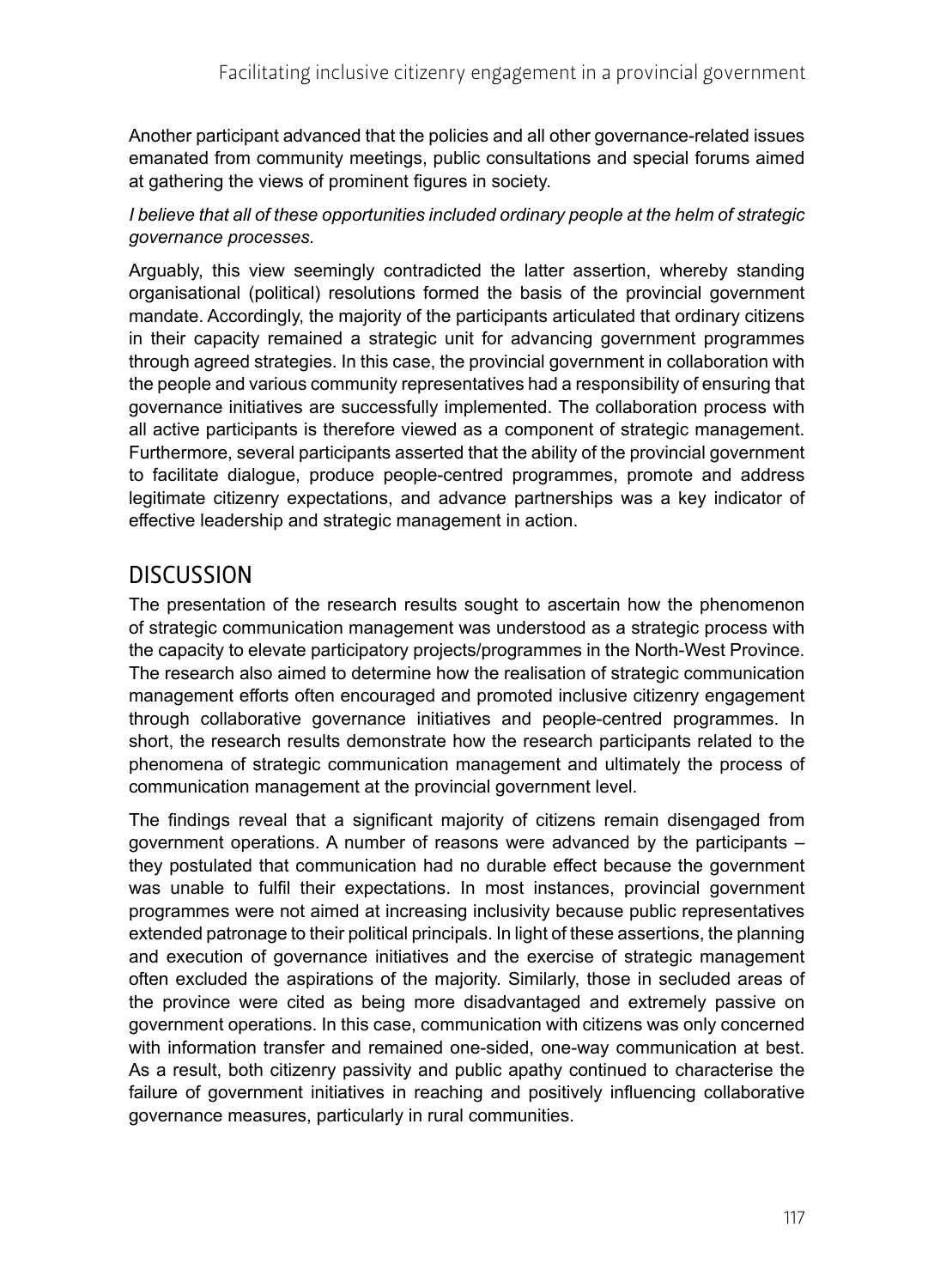Another participant advanced that the policies and all other governance-related issues emanated from community meetings, public consultations and special forums aimed at gathering the views of prominent figures in society.

*I believe that all of these opportunities included ordinary people at the helm of strategic governance processes.*

Arguably, this view seemingly contradicted the latter assertion, whereby standing organisational (political) resolutions formed the basis of the provincial government mandate. Accordingly, the majority of the participants articulated that ordinary citizens in their capacity remained a strategic unit for advancing government programmes through agreed strategies. In this case, the provincial government in collaboration with the people and various community representatives had a responsibility of ensuring that governance initiatives are successfully implemented. The collaboration process with all active participants is therefore viewed as a component of strategic management. Furthermore, several participants asserted that the ability of the provincial government to facilitate dialogue, produce people-centred programmes, promote and address legitimate citizenry expectations, and advance partnerships was a key indicator of effective leadership and strategic management in action.

## DISCUSSION

The presentation of the research results sought to ascertain how the phenomenon of strategic communication management was understood as a strategic process with the capacity to elevate participatory projects/programmes in the North-West Province. The research also aimed to determine how the realisation of strategic communication management efforts often encouraged and promoted inclusive citizenry engagement through collaborative governance initiatives and people-centred programmes. In short, the research results demonstrate how the research participants related to the phenomena of strategic communication management and ultimately the process of communication management at the provincial government level.

The findings reveal that a significant majority of citizens remain disengaged from government operations. A number of reasons were advanced by the participants – they postulated that communication had no durable effect because the government was unable to fulfil their expectations. In most instances, provincial government programmes were not aimed at increasing inclusivity because public representatives extended patronage to their political principals. In light of these assertions, the planning and execution of governance initiatives and the exercise of strategic management often excluded the aspirations of the majority. Similarly, those in secluded areas of the province were cited as being more disadvantaged and extremely passive on government operations. In this case, communication with citizens was only concerned with information transfer and remained one-sided, one-way communication at best. As a result, both citizenry passivity and public apathy continued to characterise the failure of government initiatives in reaching and positively influencing collaborative governance measures, particularly in rural communities.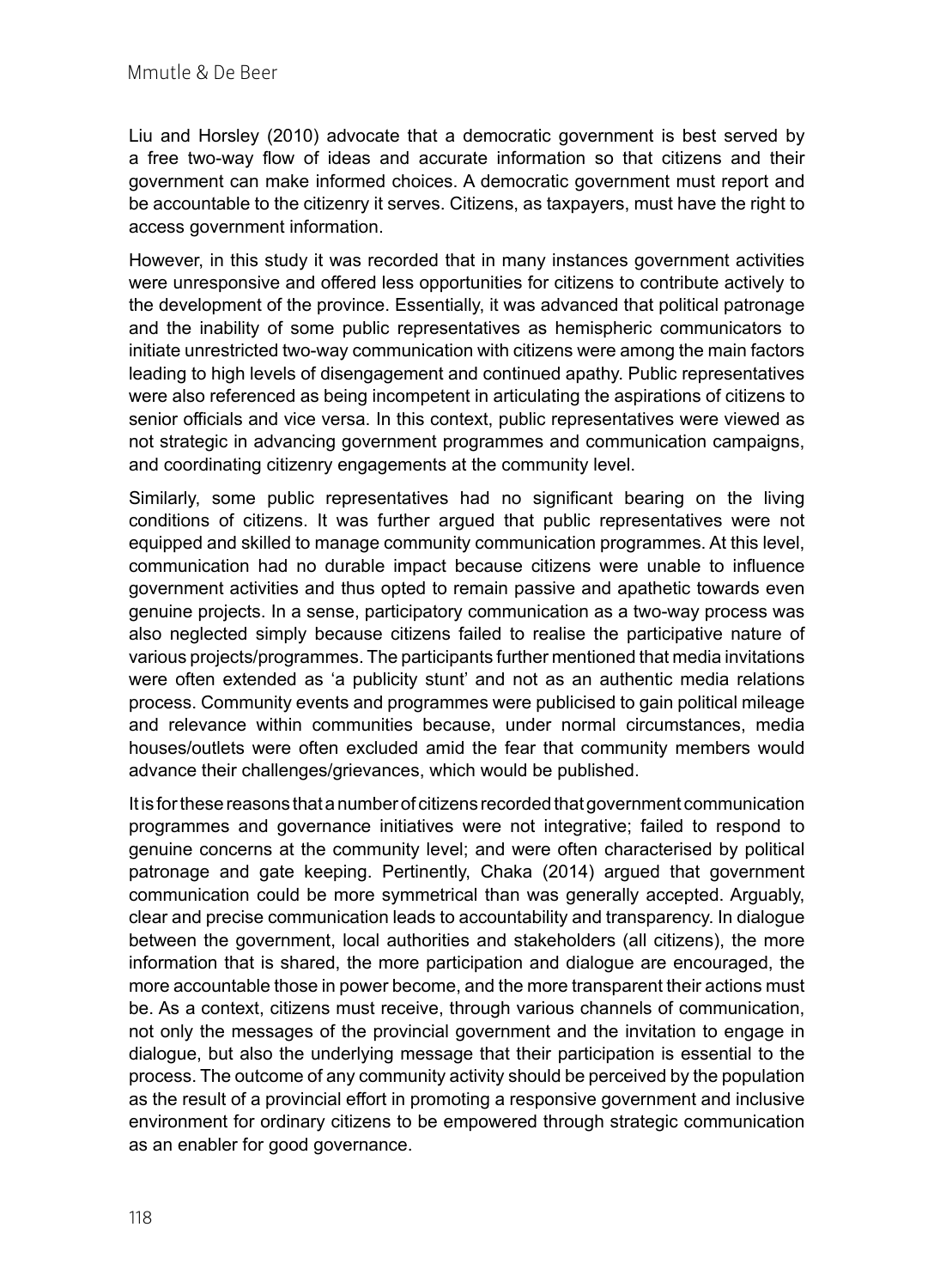Liu and Horsley (2010) advocate that a democratic government is best served by a free two-way flow of ideas and accurate information so that citizens and their government can make informed choices. A democratic government must report and be accountable to the citizenry it serves. Citizens, as taxpayers, must have the right to access government information.

However, in this study it was recorded that in many instances government activities were unresponsive and offered less opportunities for citizens to contribute actively to the development of the province. Essentially, it was advanced that political patronage and the inability of some public representatives as hemispheric communicators to initiate unrestricted two-way communication with citizens were among the main factors leading to high levels of disengagement and continued apathy. Public representatives were also referenced as being incompetent in articulating the aspirations of citizens to senior officials and vice versa. In this context, public representatives were viewed as not strategic in advancing government programmes and communication campaigns, and coordinating citizenry engagements at the community level.

Similarly, some public representatives had no significant bearing on the living conditions of citizens. It was further argued that public representatives were not equipped and skilled to manage community communication programmes. At this level, communication had no durable impact because citizens were unable to influence government activities and thus opted to remain passive and apathetic towards even genuine projects. In a sense, participatory communication as a two-way process was also neglected simply because citizens failed to realise the participative nature of various projects/programmes. The participants further mentioned that media invitations were often extended as 'a publicity stunt' and not as an authentic media relations process. Community events and programmes were publicised to gain political mileage and relevance within communities because, under normal circumstances, media houses/outlets were often excluded amid the fear that community members would advance their challenges/grievances, which would be published.

It is for these reasons that a number of citizens recorded that government communication programmes and governance initiatives were not integrative; failed to respond to genuine concerns at the community level; and were often characterised by political patronage and gate keeping. Pertinently, Chaka (2014) argued that government communication could be more symmetrical than was generally accepted. Arguably, clear and precise communication leads to accountability and transparency. In dialogue between the government, local authorities and stakeholders (all citizens), the more information that is shared, the more participation and dialogue are encouraged, the more accountable those in power become, and the more transparent their actions must be. As a context, citizens must receive, through various channels of communication, not only the messages of the provincial government and the invitation to engage in dialogue, but also the underlying message that their participation is essential to the process. The outcome of any community activity should be perceived by the population as the result of a provincial effort in promoting a responsive government and inclusive environment for ordinary citizens to be empowered through strategic communication as an enabler for good governance.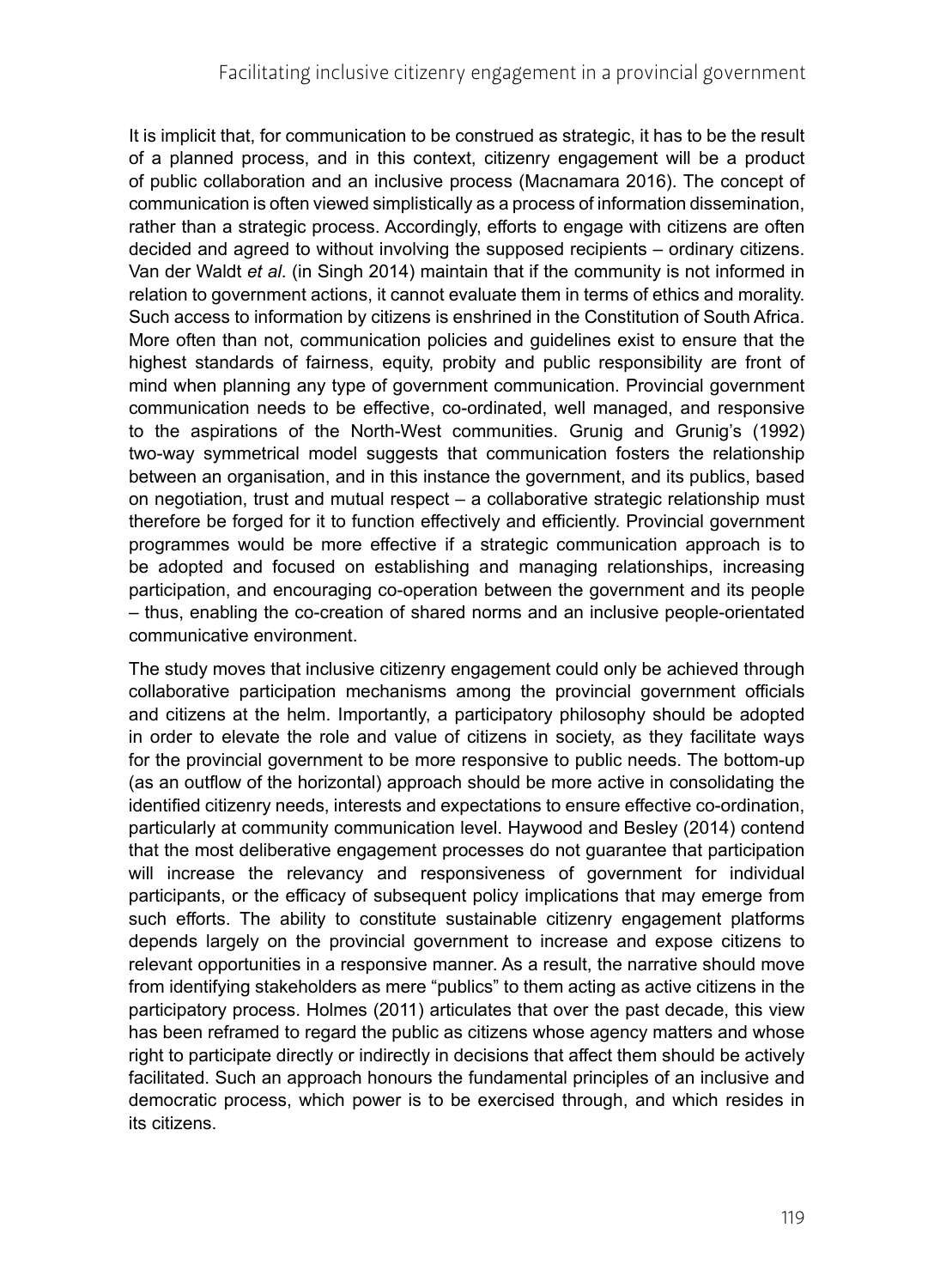It is implicit that, for communication to be construed as strategic, it has to be the result of a planned process, and in this context, citizenry engagement will be a product of public collaboration and an inclusive process (Macnamara 2016). The concept of communication is often viewed simplistically as a process of information dissemination, rather than a strategic process. Accordingly, efforts to engage with citizens are often decided and agreed to without involving the supposed recipients – ordinary citizens. Van der Waldt *et al*. (in Singh 2014) maintain that if the community is not informed in relation to government actions, it cannot evaluate them in terms of ethics and morality. Such access to information by citizens is enshrined in the Constitution of South Africa. More often than not, communication policies and guidelines exist to ensure that the highest standards of fairness, equity, probity and public responsibility are front of mind when planning any type of government communication. Provincial government communication needs to be effective, co-ordinated, well managed, and responsive to the aspirations of the North-West communities. Grunig and Grunig's (1992) two-way symmetrical model suggests that communication fosters the relationship between an organisation, and in this instance the government, and its publics, based on negotiation, trust and mutual respect – a collaborative strategic relationship must therefore be forged for it to function effectively and efficiently. Provincial government programmes would be more effective if a strategic communication approach is to be adopted and focused on establishing and managing relationships, increasing participation, and encouraging co-operation between the government and its people – thus, enabling the co-creation of shared norms and an inclusive people-orientated communicative environment.

The study moves that inclusive citizenry engagement could only be achieved through collaborative participation mechanisms among the provincial government officials and citizens at the helm. Importantly, a participatory philosophy should be adopted in order to elevate the role and value of citizens in society, as they facilitate ways for the provincial government to be more responsive to public needs. The bottom-up (as an outflow of the horizontal) approach should be more active in consolidating the identified citizenry needs, interests and expectations to ensure effective co-ordination, particularly at community communication level. Haywood and Besley (2014) contend that the most deliberative engagement processes do not guarantee that participation will increase the relevancy and responsiveness of government for individual participants, or the efficacy of subsequent policy implications that may emerge from such efforts. The ability to constitute sustainable citizenry engagement platforms depends largely on the provincial government to increase and expose citizens to relevant opportunities in a responsive manner. As a result, the narrative should move from identifying stakeholders as mere "publics" to them acting as active citizens in the participatory process. Holmes (2011) articulates that over the past decade, this view has been reframed to regard the public as citizens whose agency matters and whose right to participate directly or indirectly in decisions that affect them should be actively facilitated. Such an approach honours the fundamental principles of an inclusive and democratic process, which power is to be exercised through, and which resides in its citizens.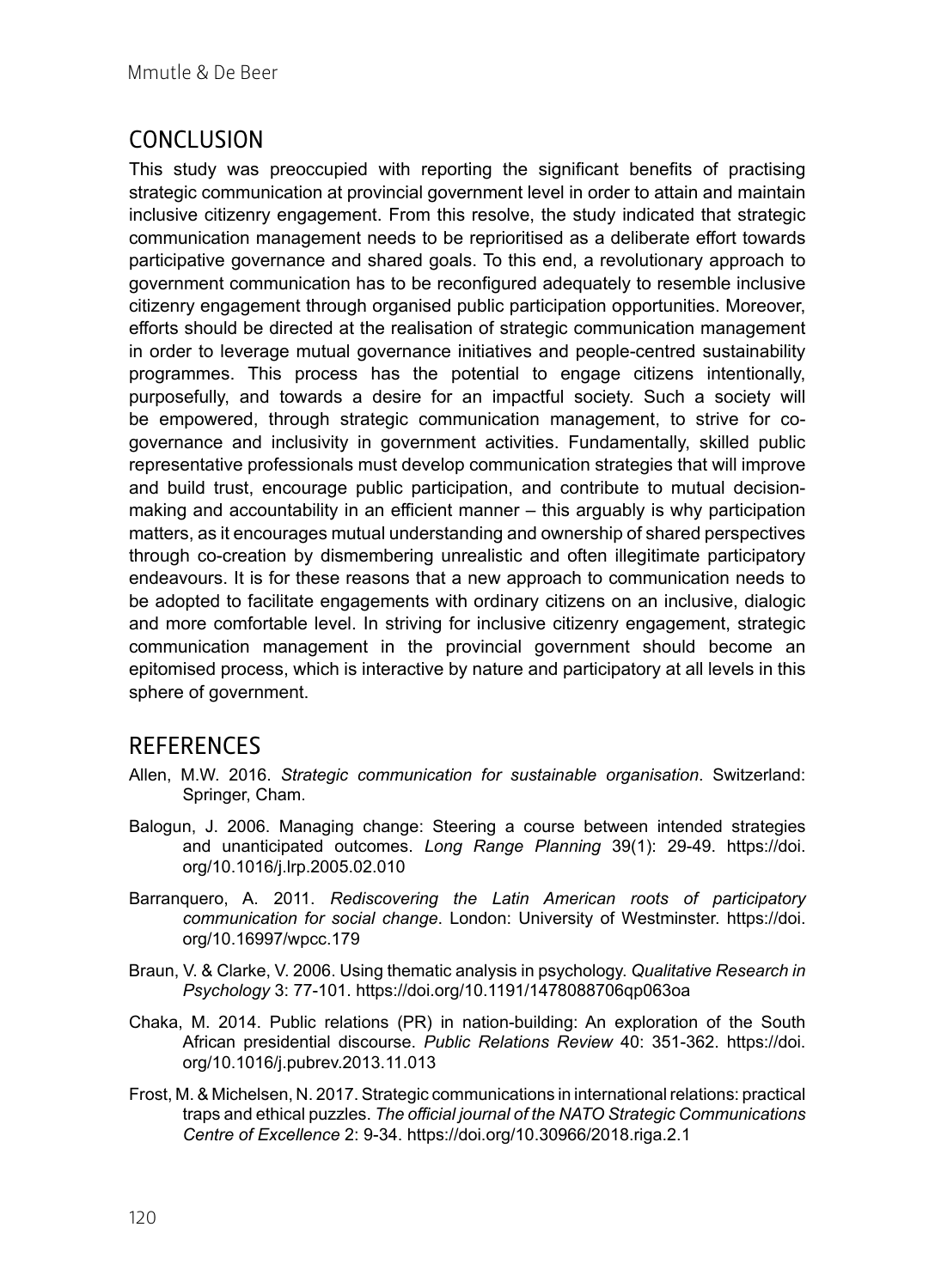## CONCLUSION

This study was preoccupied with reporting the significant benefits of practising strategic communication at provincial government level in order to attain and maintain inclusive citizenry engagement. From this resolve, the study indicated that strategic communication management needs to be reprioritised as a deliberate effort towards participative governance and shared goals. To this end, a revolutionary approach to government communication has to be reconfigured adequately to resemble inclusive citizenry engagement through organised public participation opportunities. Moreover, efforts should be directed at the realisation of strategic communication management in order to leverage mutual governance initiatives and people-centred sustainability programmes. This process has the potential to engage citizens intentionally, purposefully, and towards a desire for an impactful society. Such a society will be empowered, through strategic communication management, to strive for co-governance and inclusivity in government activities. Fundamentally, skilled public representative professionals must develop communication strategies that will improve and build trust, encourage public participation, and contribute to mutual decision-making and accountability in an efficient manner – this arguably is why participation matters, as it encourages mutual understanding and ownership of shared perspectives through co-creation by dismembering unrealistic and often illegitimate participatory endeavours. It is for these reasons that a new approach to communication needs to be adopted to facilitate engagements with ordinary citizens on an inclusive, dialogic and more comfortable level. In striving for inclusive citizenry engagement, strategic communication management in the provincial government should become an epitomised process, which is interactive by nature and participatory at all levels in this sphere of government.

## REFERENCES

Allen, M.W. 2016. *Strategic communication for sustainable organisation*. Switzerland: Springer, Cham.

Balogun, J. 2006. Managing change: Steering a course between intended strategies and unanticipated outcomes. *Long Range Planning* 39(1): 29-49. https://doi.org/10.1016/j.lrp.2005.02.010

Barranquero, A. 2011. *Rediscovering the Latin American roots of participatory communication for social change*. London: University of Westminster. https://doi.org/10.16997/wpcc.179

Braun, V. & Clarke, V. 2006. Using thematic analysis in psychology. *Qualitative Research in Psychology* 3: 77-101. https://doi.org/10.1191/1478088706qp063oa

Chaka, M. 2014. Public relations (PR) in nation-building: An exploration of the South African presidential discourse. *Public Relations Review* 40: 351-362. https://doi.org/10.1016/j.pubrev.2013.11.013

Frost, M. & Michelsen, N. 2017. Strategic communications in international relations: practical traps and ethical puzzles. *The official journal of the NATO Strategic Communications Centre of Excellence* 2: 9-34. https://doi.org/10.30966/2018.riga.2.1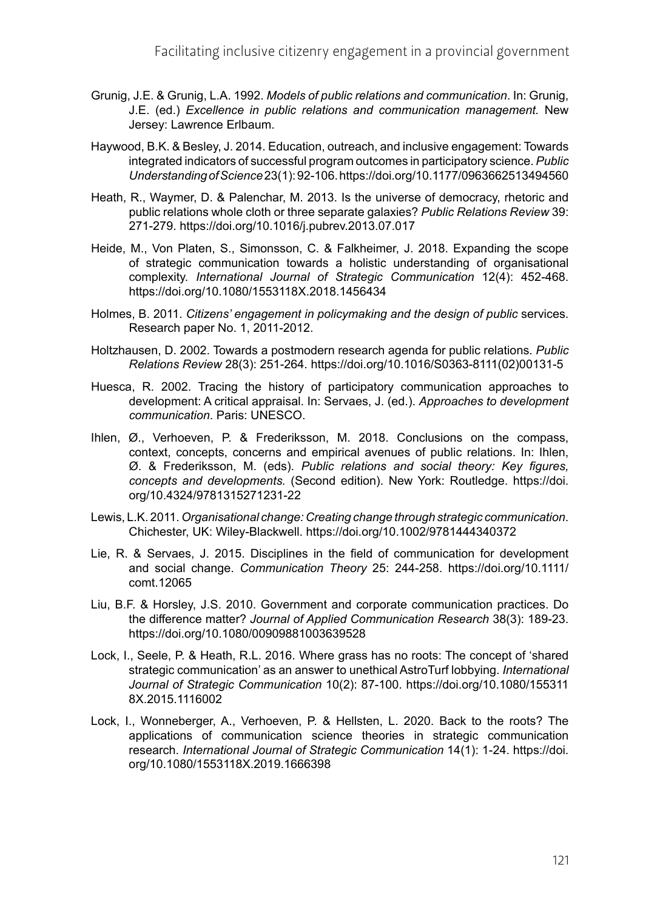Grunig, J.E. & Grunig, L.A. 1992. *Models of public relations and communication*. In: Grunig, J.E. (ed.) *Excellence in public relations and communication management.* New Jersey: Lawrence Erlbaum.

Haywood, B.K. & Besley, J. 2014. Education, outreach, and inclusive engagement: Towards integrated indicators of successful program outcomes in participatory science. *Public Understanding of Science* 23(1): 92-106. https://doi.org/10.1177/0963662513494560

Heath, R., Waymer, D. & Palenchar, M. 2013. Is the universe of democracy, rhetoric and public relations whole cloth or three separate galaxies? *Public Relations Review* 39: 271-279. https://doi.org/10.1016/j.pubrev.2013.07.017

Heide, M., Von Platen, S., Simonsson, C. & Falkheimer, J. 2018. Expanding the scope of strategic communication towards a holistic understanding of organisational complexity. *International Journal of Strategic Communication* 12(4): 452-468. https://doi.org/10.1080/1553118X.2018.1456434

Holmes, B. 2011. *Citizens' engagement in policymaking and the design of public* services. Research paper No. 1, 2011-2012.

Holtzhausen, D. 2002. Towards a postmodern research agenda for public relations. *Public Relations Review* 28(3): 251-264. https://doi.org/10.1016/S0363-8111(02)00131-5

Huesca, R. 2002. Tracing the history of participatory communication approaches to development: A critical appraisal. In: Servaes, J. (ed.). *Approaches to development communication*. Paris: UNESCO.

Ihlen, Ø., Verhoeven, P. & Frederiksson, M. 2018. Conclusions on the compass, context, concepts, concerns and empirical avenues of public relations. In: Ihlen, Ø. & Frederiksson, M. (eds). *Public relations and social theory: Key figures, concepts and developments.* (Second edition). New York: Routledge. https://doi.org/10.4324/9781315271231-22

Lewis, L.K. 2011. *Organisational change: Creating change through strategic communication*. Chichester, UK: Wiley-Blackwell. https://doi.org/10.1002/9781444340372

Lie, R. & Servaes, J. 2015. Disciplines in the field of communication for development and social change. *Communication Theory* 25: 244-258. https://doi.org/10.1111/comt.12065

Liu, B.F. & Horsley, J.S. 2010. Government and corporate communication practices. Do the difference matter? *Journal of Applied Communication Research* 38(3): 189-23. https://doi.org/10.1080/00909881003639528

Lock, I., Seele, P. & Heath, R.L. 2016. Where grass has no roots: The concept of 'shared strategic communication' as an answer to unethical AstroTurf lobbying. *International Journal of Strategic Communication* 10(2): 87-100. https://doi.org/10.1080/1553118X.2015.1116002

Lock, I., Wonneberger, A., Verhoeven, P. & Hellsten, L. 2020. Back to the roots? The applications of communication science theories in strategic communication research. *International Journal of Strategic Communication* 14(1): 1-24. https://doi.org/10.1080/1553118X.2019.1666398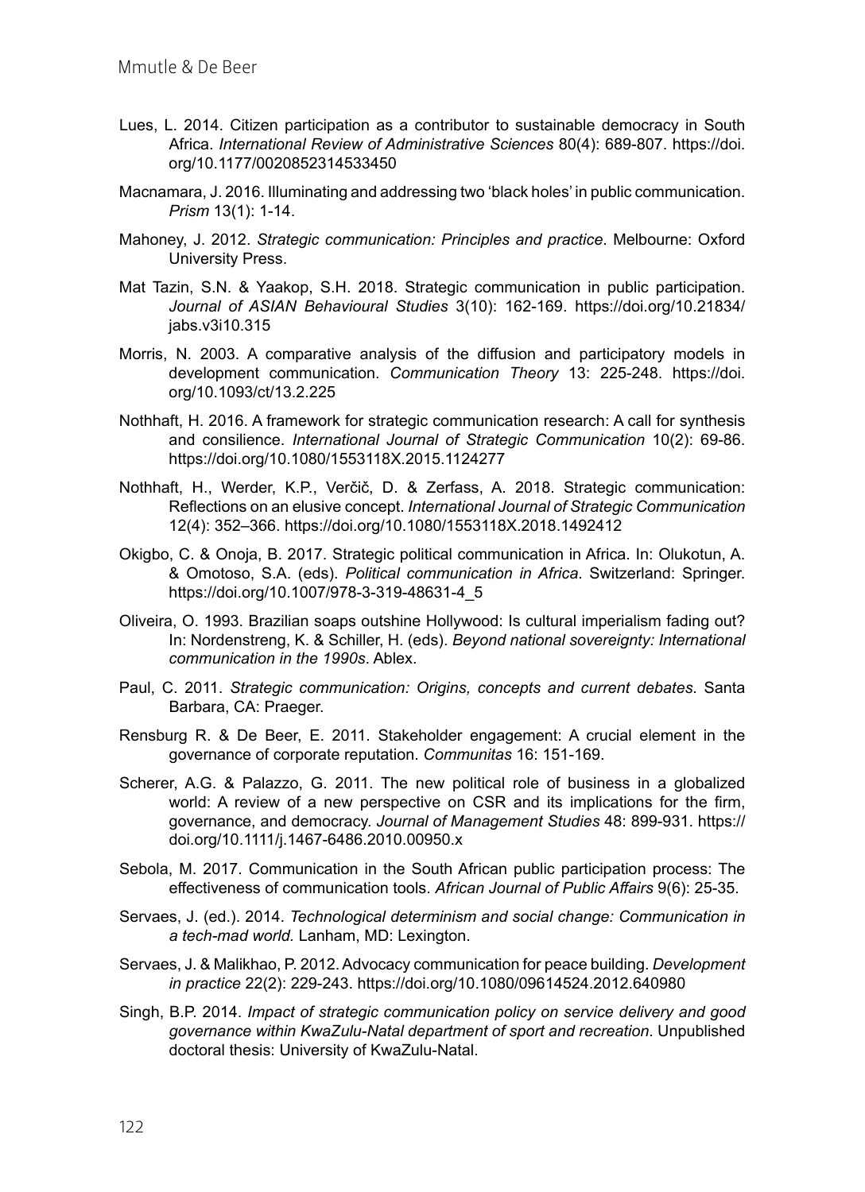Lues, L. 2014. Citizen participation as a contributor to sustainable democracy in South Africa. *International Review of Administrative Sciences* 80(4): 689-807. https://doi.org/10.1177/0020852314533450

Macnamara, J. 2016. Illuminating and addressing two 'black holes' in public communication. *Prism* 13(1): 1-14.

Mahoney, J. 2012. *Strategic communication: Principles and practice*. Melbourne: Oxford University Press.

Mat Tazin, S.N. & Yaakop, S.H. 2018. Strategic communication in public participation. *Journal of ASIAN Behavioural Studies* 3(10): 162-169. https://doi.org/10.21834/jabs.v3i10.315

Morris, N. 2003. A comparative analysis of the diffusion and participatory models in development communication. *Communication Theory* 13: 225-248. https://doi.org/10.1093/ct/13.2.225

Nothhaft, H. 2016. A framework for strategic communication research: A call for synthesis and consilience. *International Journal of Strategic Communication* 10(2): 69-86. https://doi.org/10.1080/1553118X.2015.1124277

Nothhaft, H., Werder, K.P., Verčič, D. & Zerfass, A. 2018. Strategic communication: Reflections on an elusive concept. *International Journal of Strategic Communication* 12(4): 352–366. https://doi.org/10.1080/1553118X.2018.1492412

Okigbo, C. & Onoja, B. 2017. Strategic political communication in Africa. In: Olukotun, A. & Omotoso, S.A. (eds). *Political communication in Africa*. Switzerland: Springer. https://doi.org/10.1007/978-3-319-48631-4_5

Oliveira, O. 1993. Brazilian soaps outshine Hollywood: Is cultural imperialism fading out? In: Nordenstreng, K. & Schiller, H. (eds). *Beyond national sovereignty: International communication in the 1990s*. Ablex.

Paul, C. 2011. *Strategic communication: Origins, concepts and current debates*. Santa Barbara, CA: Praeger.

Rensburg R. & De Beer, E. 2011. Stakeholder engagement: A crucial element in the governance of corporate reputation. *Communitas* 16: 151-169.

Scherer, A.G. & Palazzo, G. 2011. The new political role of business in a globalized world: A review of a new perspective on CSR and its implications for the firm, governance, and democracy. *Journal of Management Studies* 48: 899-931. https://doi.org/10.1111/j.1467-6486.2010.00950.x

Sebola, M. 2017. Communication in the South African public participation process: The effectiveness of communication tools. *African Journal of Public Affairs* 9(6): 25-35.

Servaes, J. (ed.). 2014. *Technological determinism and social change: Communication in a tech-mad world.* Lanham, MD: Lexington.

Servaes, J. & Malikhao, P. 2012. Advocacy communication for peace building. *Development in practice* 22(2): 229-243. https://doi.org/10.1080/09614524.2012.640980

Singh, B.P. 2014. *Impact of strategic communication policy on service delivery and good governance within KwaZulu-Natal department of sport and recreation*. Unpublished doctoral thesis: University of KwaZulu-Natal.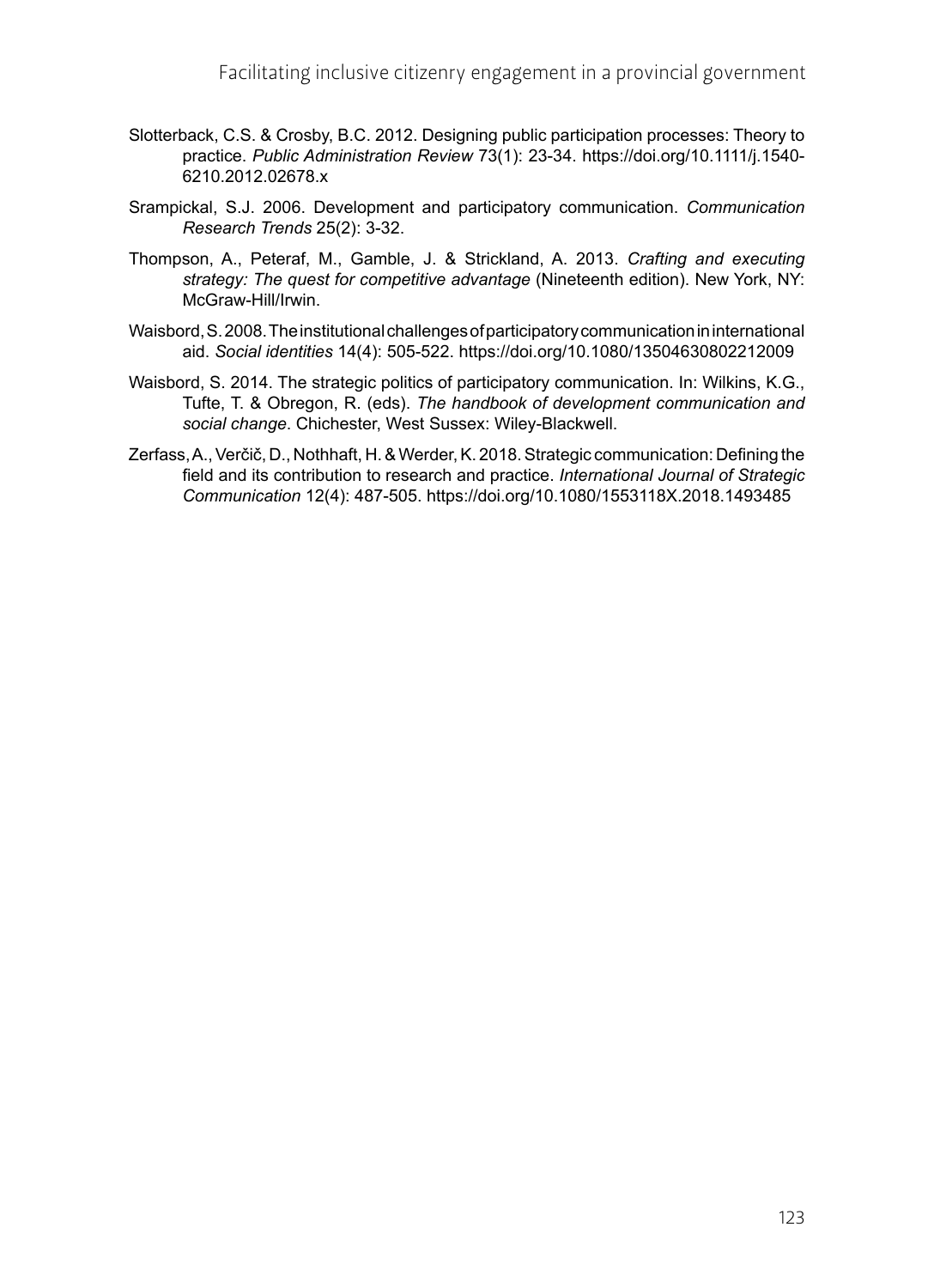Slotterback, C.S. & Crosby, B.C. 2012. Designing public participation processes: Theory to practice. *Public Administration Review* 73(1): 23-34. https://doi.org/10.1111/j.1540-6210.2012.02678.x

Srampickal, S.J. 2006. Development and participatory communication. *Communication Research Trends* 25(2): 3-32.

Thompson, A., Peteraf, M., Gamble, J. & Strickland, A. 2013. *Crafting and executing strategy: The quest for competitive advantage* (Nineteenth edition). New York, NY: McGraw-Hill/Irwin.

Waisbord, S. 2008. The institutional challenges of participatory communication in international aid. *Social identities* 14(4): 505-522. https://doi.org/10.1080/13504630802212009

Waisbord, S. 2014. The strategic politics of participatory communication. In: Wilkins, K.G., Tufte, T. & Obregon, R. (eds). *The handbook of development communication and social change*. Chichester, West Sussex: Wiley-Blackwell.

Zerfass, A., Verčič, D., Nothhaft, H. & Werder, K. 2018. Strategic communication: Defining the field and its contribution to research and practice. *International Journal of Strategic Communication* 12(4): 487-505. https://doi.org/10.1080/1553118X.2018.1493485